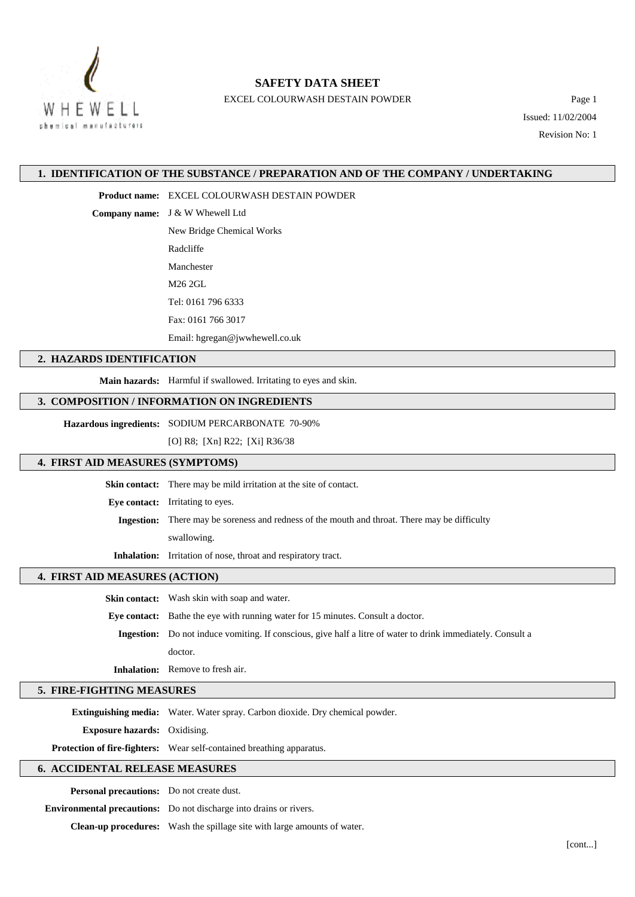# SAFETY DATA SHEET

EXCEL COLOURWASH DESTAIN POWDER

Issued: 11/02/2004

Revision No: 1

## 1. IDENTIFICATION OF THE SUBSTANCE / PREPARATION AND OF THE COMPANY / UNDERTAKING

**Product name:** EXCEL COLOURWASH DESTAIN POWDER

**Company name:** J & W Whewell Ltd
New Bridge Chemical Works
Radcliffe
Manchester
M26 2GL
Tel: 0161 796 6333
Fax: 0161 766 3017
Email: hgregan@jwwhewell.co.uk

## 2. HAZARDS IDENTIFICATION

**Main hazards:** Harmful if swallowed. Irritating to eyes and skin.

## 3. COMPOSITION / INFORMATION ON INGREDIENTS

**Hazardous ingredients:** SODIUM PERCARBONATE 70-90%
[O] R8; [Xn] R22; [Xi] R36/38

## 4. FIRST AID MEASURES (SYMPTOMS)

**Skin contact:** There may be mild irritation at the site of contact.

**Eye contact:** Irritating to eyes.

**Ingestion:** There may be soreness and redness of the mouth and throat. There may be difficulty swallowing.

**Inhalation:** Irritation of nose, throat and respiratory tract.

## 4. FIRST AID MEASURES (ACTION)

**Skin contact:** Wash skin with soap and water.

**Eye contact:** Bathe the eye with running water for 15 minutes. Consult a doctor.

**Ingestion:** Do not induce vomiting. If conscious, give half a litre of water to drink immediately. Consult a doctor.

**Inhalation:** Remove to fresh air.

## 5. FIRE-FIGHTING MEASURES

**Extinguishing media:** Water. Water spray. Carbon dioxide. Dry chemical powder.

**Exposure hazards:** Oxidising.

**Protection of fire-fighters:** Wear self-contained breathing apparatus.

## 6. ACCIDENTAL RELEASE MEASURES

**Personal precautions:** Do not create dust.

**Environmental precautions:** Do not discharge into drains or rivers.

**Clean-up procedures:** Wash the spillage site with large amounts of water.

[cont...]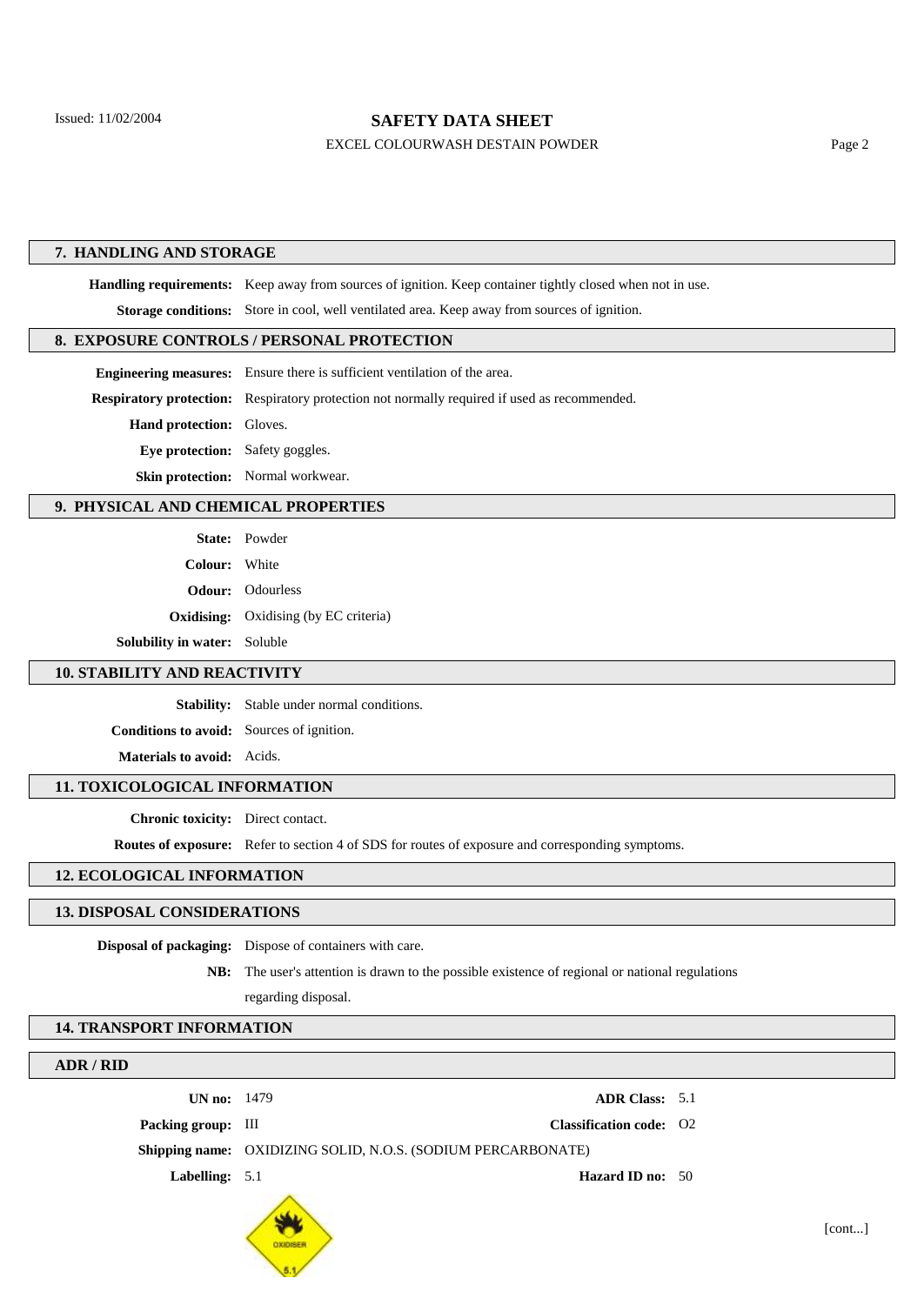## 7. HANDLING AND STORAGE

**Handling requirements:** Keep away from sources of ignition. Keep container tightly closed when not in use.

**Storage conditions:** Store in cool, well ventilated area. Keep away from sources of ignition.

## 8. EXPOSURE CONTROLS / PERSONAL PROTECTION

**Engineering measures:** Ensure there is sufficient ventilation of the area.

**Respiratory protection:** Respiratory protection not normally required if used as recommended.

**Hand protection:** Gloves.

**Eye protection:** Safety goggles.

**Skin protection:** Normal workwear.

## 9. PHYSICAL AND CHEMICAL PROPERTIES

**State:** Powder

**Colour:** White

**Odour:** Odourless

**Oxidising:** Oxidising (by EC criteria)

**Solubility in water:** Soluble

## 10. STABILITY AND REACTIVITY

**Stability:** Stable under normal conditions.

**Conditions to avoid:** Sources of ignition.

**Materials to avoid:** Acids.

## 11. TOXICOLOGICAL INFORMATION

**Chronic toxicity:** Direct contact.

**Routes of exposure:** Refer to section 4 of SDS for routes of exposure and corresponding symptoms.

## 12. ECOLOGICAL INFORMATION

## 13. DISPOSAL CONSIDERATIONS

**Disposal of packaging:** Dispose of containers with care.

**NB:** The user's attention is drawn to the possible existence of regional or national regulations regarding disposal.

## 14. TRANSPORT INFORMATION

### ADR / RID

**UN no:** 1479

**ADR Class:** 5.1

**Packing group:** III

**Classification code:** O2

**Shipping name:** OXIDIZING SOLID, N.O.S. (SODIUM PERCARBONATE)

**Labelling:** 5.1

**Hazard ID no:** 50

[cont...]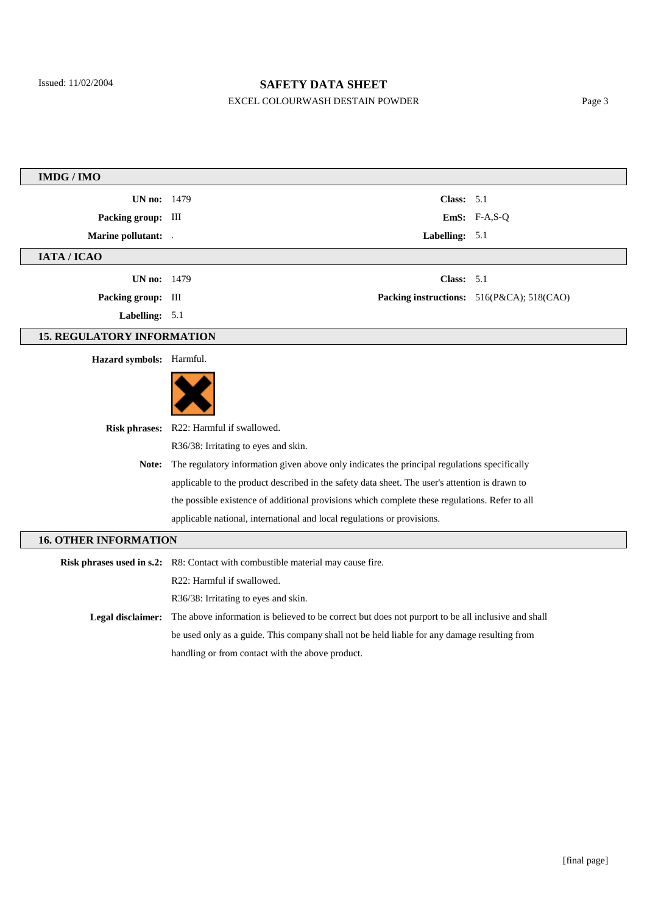## IMDG / IMO

| | | | |
|---|---|---|---|
| **UN no:** | 1479 | **Class:** | 5.1 |
| **Packing group:** | III | **EmS:** | F-A,S-Q |
| **Marine pollutant:** | . | **Labelling:** | 5.1 |

## IATA / ICAO

| | | | |
|---|---|---|---|
| **UN no:** | 1479 | **Class:** | 5.1 |
| **Packing group:** | III | **Packing instructions:** | 516(P&CA); 518(CAO) |
| **Labelling:** | 5.1 | | |

## 15. REGULATORY INFORMATION

**Hazard symbols:** Harmful.

**Risk phrases:** R22: Harmful if swallowed.

R36/38: Irritating to eyes and skin.

**Note:** The regulatory information given above only indicates the principal regulations specifically applicable to the product described in the safety data sheet. The user's attention is drawn to the possible existence of additional provisions which complete these regulations. Refer to all applicable national, international and local regulations or provisions.

## 16. OTHER INFORMATION

**Risk phrases used in s.2:** R8: Contact with combustible material may cause fire.

R22: Harmful if swallowed.

R36/38: Irritating to eyes and skin.

**Legal disclaimer:** The above information is believed to be correct but does not purport to be all inclusive and shall be used only as a guide. This company shall not be held liable for any damage resulting from handling or from contact with the above product.

[final page]